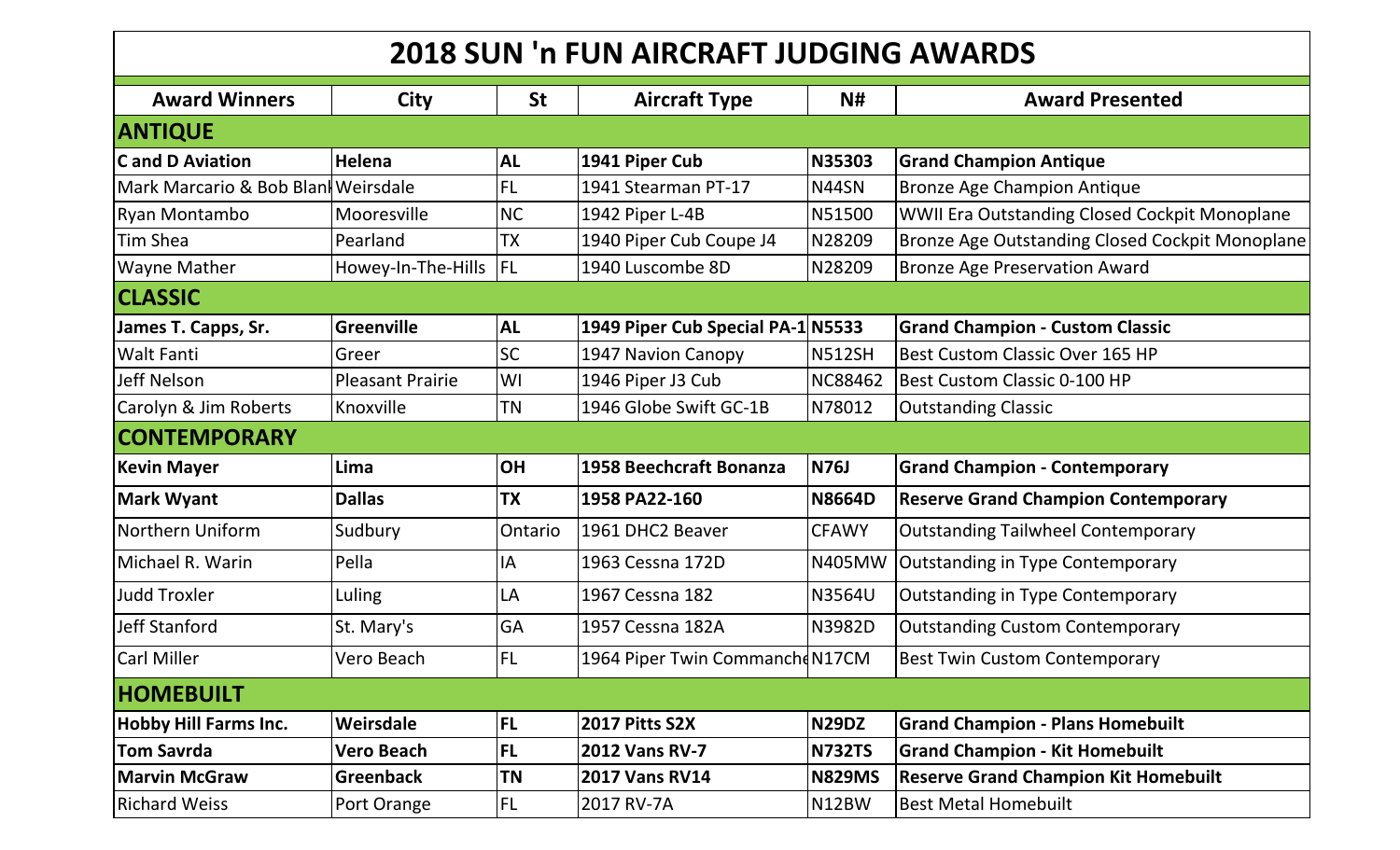# 2018 SUN 'n FUN AIRCRAFT JUDGING AWARDS

| Award Winners | City | St | Aircraft Type | N# | Award Presented |
|---|---|---|---|---|---|
| **ANTIQUE** | | | | | |
| **C and D Aviation** | **Helena** | **AL** | **1941 Piper Cub** | **N35303** | **Grand Champion Antique** |
| Mark Marcario & Bob Blanl | Weirsdale | FL | 1941 Stearman PT-17 | N44SN | Bronze Age Champion Antique |
| Ryan Montambo | Mooresville | NC | 1942 Piper L-4B | N51500 | WWII Era Outstanding Closed Cockpit Monoplane |
| Tim Shea | Pearland | TX | 1940 Piper Cub Coupe J4 | N28209 | Bronze Age Outstanding Closed Cockpit Monoplane |
| Wayne Mather | Howey-In-The-Hills | FL | 1940 Luscombe 8D | N28209 | Bronze Age Preservation Award |
| **CLASSIC** | | | | | |
| **James T. Capps, Sr.** | **Greenville** | **AL** | **1949 Piper Cub Special PA-1** | **N5533** | **Grand Champion - Custom Classic** |
| Walt Fanti | Greer | SC | 1947 Navion Canopy | N512SH | Best Custom Classic Over 165 HP |
| Jeff Nelson | Pleasant Prairie | WI | 1946 Piper J3 Cub | NC88462 | Best Custom Classic 0-100 HP |
| Carolyn & Jim Roberts | Knoxville | TN | 1946 Globe Swift GC-1B | N78012 | Outstanding Classic |
| **CONTEMPORARY** | | | | | |
| **Kevin Mayer** | **Lima** | **OH** | **1958 Beechcraft Bonanza** | **N76J** | **Grand Champion - Contemporary** |
| **Mark Wyant** | **Dallas** | **TX** | **1958 PA22-160** | **N8664D** | **Reserve Grand Champion Contemporary** |
| Northern Uniform | Sudbury | Ontario | 1961 DHC2 Beaver | CFAWY | Outstanding Tailwheel Contemporary |
| Michael R. Warin | Pella | IA | 1963 Cessna 172D | N405MW | Outstanding in Type Contemporary |
| Judd Troxler | Luling | LA | 1967 Cessna 182 | N3564U | Outstanding in Type Contemporary |
| Jeff Stanford | St. Mary's | GA | 1957 Cessna 182A | N3982D | Outstanding Custom Contemporary |
| Carl Miller | Vero Beach | FL | 1964 Piper Twin Commanche | N17CM | Best Twin Custom Contemporary |
| **HOMEBUILT** | | | | | |
| **Hobby Hill Farms Inc.** | **Weirsdale** | **FL** | **2017 Pitts S2X** | **N29DZ** | **Grand Champion - Plans Homebuilt** |
| **Tom Savrda** | **Vero Beach** | **FL** | **2012 Vans RV-7** | **N732TS** | **Grand Champion - Kit Homebuilt** |
| **Marvin McGraw** | **Greenback** | **TN** | **2017 Vans RV14** | **N829MS** | **Reserve Grand Champion Kit Homebuilt** |
| Richard Weiss | Port Orange | FL | 2017 RV-7A | N12BW | Best Metal Homebuilt |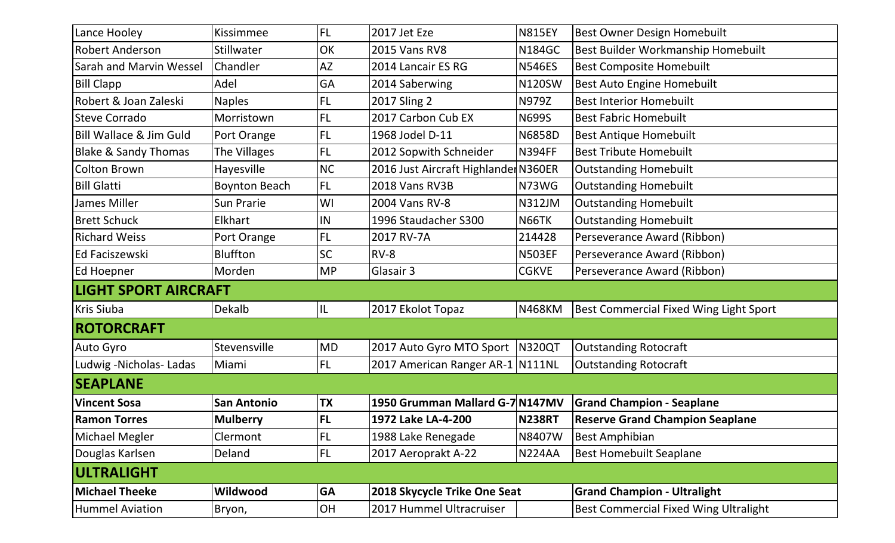| | | | | | |
|---|---|---|---|---|---|
| Lance Hooley | Kissimmee | FL | 2017 Jet Eze | N815EY | Best Owner Design Homebuilt |
| Robert Anderson | Stillwater | OK | 2015 Vans RV8 | N184GC | Best Builder Workmanship Homebuilt |
| Sarah and Marvin Wessel | Chandler | AZ | 2014 Lancair ES RG | N546ES | Best Composite Homebuilt |
| Bill Clapp | Adel | GA | 2014 Saberwing | N120SW | Best Auto Engine Homebuilt |
| Robert & Joan Zaleski | Naples | FL | 2017 Sling 2 | N979Z | Best Interior Homebuilt |
| Steve Corrado | Morristown | FL | 2017 Carbon Cub EX | N699S | Best Fabric Homebuilt |
| Bill Wallace & Jim Guld | Port Orange | FL | 1968 Jodel D-11 | N6858D | Best Antique Homebuilt |
| Blake & Sandy Thomas | The Villages | FL | 2012 Sopwith Schneider | N394FF | Best Tribute Homebuilt |
| Colton Brown | Hayesville | NC | 2016 Just Aircraft Highlander | N360ER | Outstanding Homebuilt |
| Bill Glatti | Boynton Beach | FL | 2018 Vans RV3B | N73WG | Outstanding Homebuilt |
| James Miller | Sun Prarie | WI | 2004 Vans RV-8 | N312JM | Outstanding Homebuilt |
| Brett Schuck | Elkhart | IN | 1996 Staudacher S300 | N66TK | Outstanding Homebuilt |
| Richard Weiss | Port Orange | FL | 2017 RV-7A | 214428 | Perseverance Award (Ribbon) |
| Ed Faciszewski | Bluffton | SC | RV-8 | N503EF | Perseverance Award (Ribbon) |
| Ed Hoepner | Morden | MP | Glasair 3 | CGKVE | Perseverance Award (Ribbon) |
| **LIGHT SPORT AIRCRAFT** | | | | | |
| Kris Siuba | Dekalb | IL | 2017 Ekolot Topaz | N468KM | Best Commercial Fixed Wing Light Sport |
| **ROTORCRAFT** | | | | | |
| Auto Gyro | Stevensville | MD | 2017 Auto Gyro MTO Sport | N320QT | Outstanding Rotocraft |
| Ludwig -Nicholas- Ladas | Miami | FL | 2017 American Ranger AR-1 | N111NL | Outstanding Rotocraft |
| **SEAPLANE** | | | | | |
| **Vincent Sosa** | **San Antonio** | **TX** | **1950 Grumman Mallard G-7** | **N147MV** | **Grand Champion - Seaplane** |
| **Ramon Torres** | **Mulberry** | **FL** | **1972 Lake LA-4-200** | **N238RT** | **Reserve Grand Champion Seaplane** |
| Michael Megler | Clermont | FL | 1988 Lake Renegade | N8407W | Best Amphibian |
| Douglas Karlsen | Deland | FL | 2017 Aeroprakt A-22 | N224AA | Best Homebuilt Seaplane |
| **ULTRALIGHT** | | | | | |
| **Michael Theeke** | **Wildwood** | **GA** | **2018 Skycycle Trike One Seat** | | **Grand Champion - Ultralight** |
| Hummel Aviation | Bryon, | OH | 2017 Hummel Ultracruiser | | Best Commercial Fixed Wing Ultralight |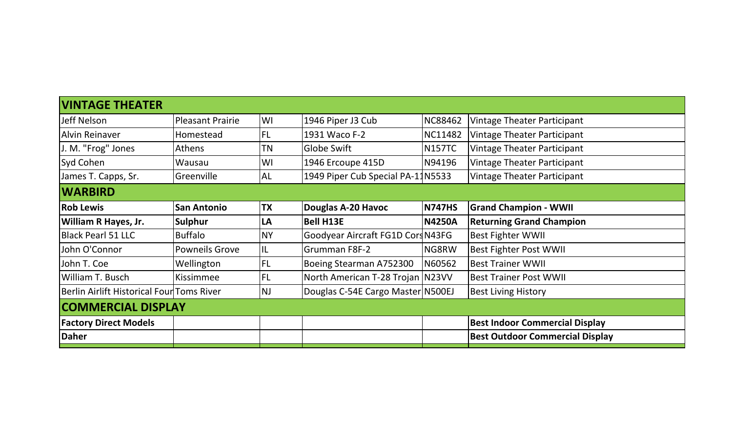| | | | | | |
|---|---|---|---|---|---|
| **VINTAGE THEATER** | | | | | |
| Jeff Nelson | Pleasant Prairie | WI | 1946 Piper J3 Cub | NC88462 | Vintage Theater Participant |
| Alvin Reinaver | Homestead | FL | 1931 Waco F-2 | NC11482 | Vintage Theater Participant |
| J. M. "Frog" Jones | Athens | TN | Globe Swift | N157TC | Vintage Theater Participant |
| Syd Cohen | Wausau | WI | 1946 Ercoupe 415D | N94196 | Vintage Theater Participant |
| James T. Capps, Sr. | Greenville | AL | 1949 Piper Cub Special PA-11 | N5533 | Vintage Theater Participant |
| **WARBIRD** | | | | | |
| **Rob Lewis** | **San Antonio** | **TX** | **Douglas A-20 Havoc** | **N747HS** | **Grand Champion - WWII** |
| **William R Hayes, Jr.** | **Sulphur** | **LA** | **Bell H13E** | **N4250A** | **Returning Grand Champion** |
| Black Pearl 51 LLC | Buffalo | NY | Goodyear Aircraft FG1D Cors | N43FG | Best Fighter WWII |
| John O'Connor | Powneils Grove | IL | Grumman F8F-2 | NG8RW | Best Fighter Post WWII |
| John T. Coe | Wellington | FL | Boeing Stearman A752300 | N60562 | Best Trainer WWII |
| William T. Busch | Kissimmee | FL | North American T-28 Trojan | N23VV | Best Trainer Post WWII |
| Berlin Airlift Historical Four | Toms River | NJ | Douglas C-54E Cargo Master | N500EJ | Best Living History |
| **COMMERCIAL DISPLAY** | | | | | |
| **Factory Direct Models** | | | | | **Best Indoor Commercial Display** |
| **Daher** | | | | | **Best Outdoor Commercial Display** |